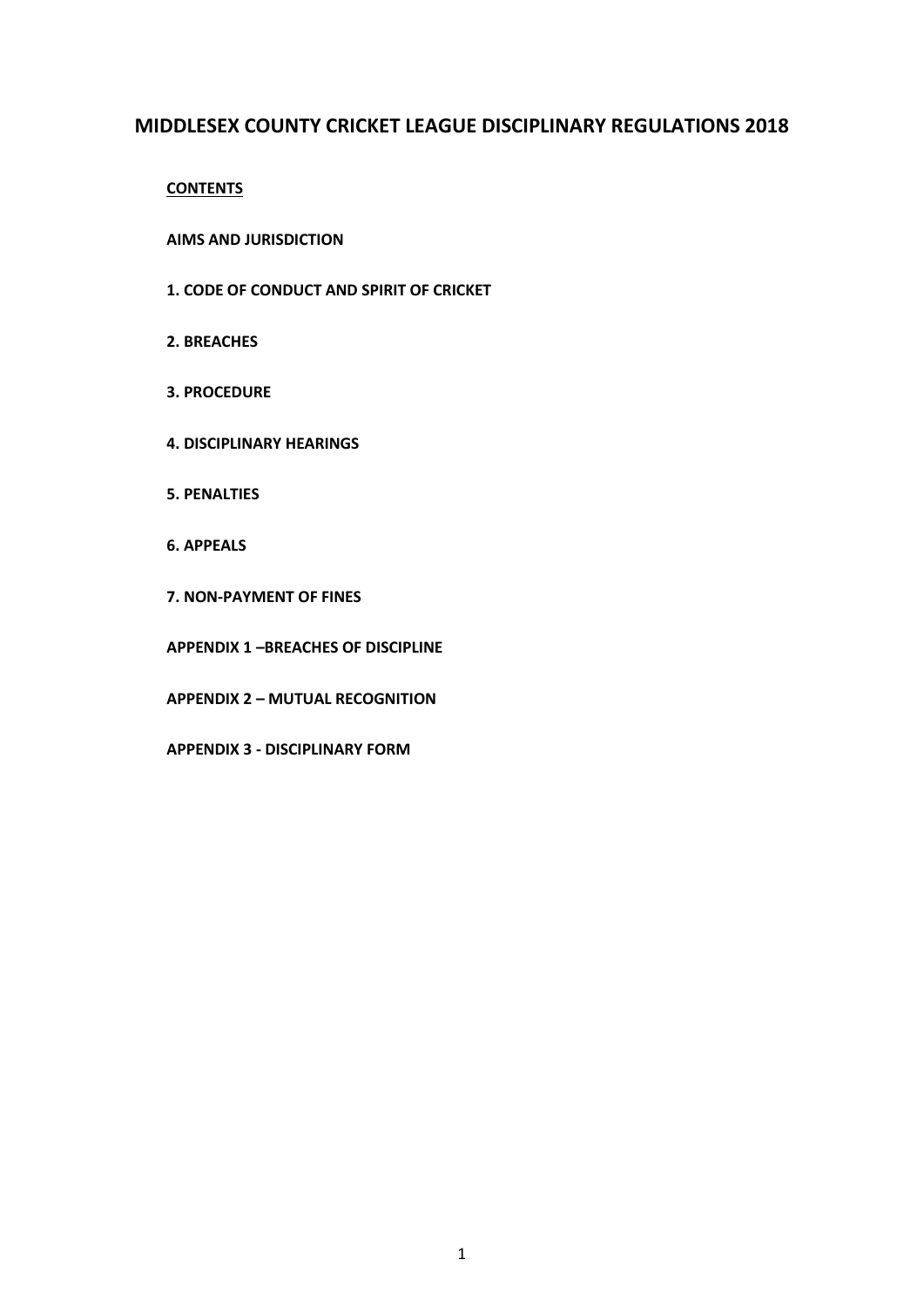# MIDDLESEX COUNTY CRICKET LEAGUE DISCIPLINARY REGULATIONS 2018

**CONTENTS**

**AIMS AND JURISDICTION**

**1. CODE OF CONDUCT AND SPIRIT OF CRICKET**

**2. BREACHES**

**3. PROCEDURE**

**4. DISCIPLINARY HEARINGS**

**5. PENALTIES**

**6. APPEALS**

**7. NON-PAYMENT OF FINES**

**APPENDIX 1 –BREACHES OF DISCIPLINE**

**APPENDIX 2 – MUTUAL RECOGNITION**

**APPENDIX 3 - DISCIPLINARY FORM**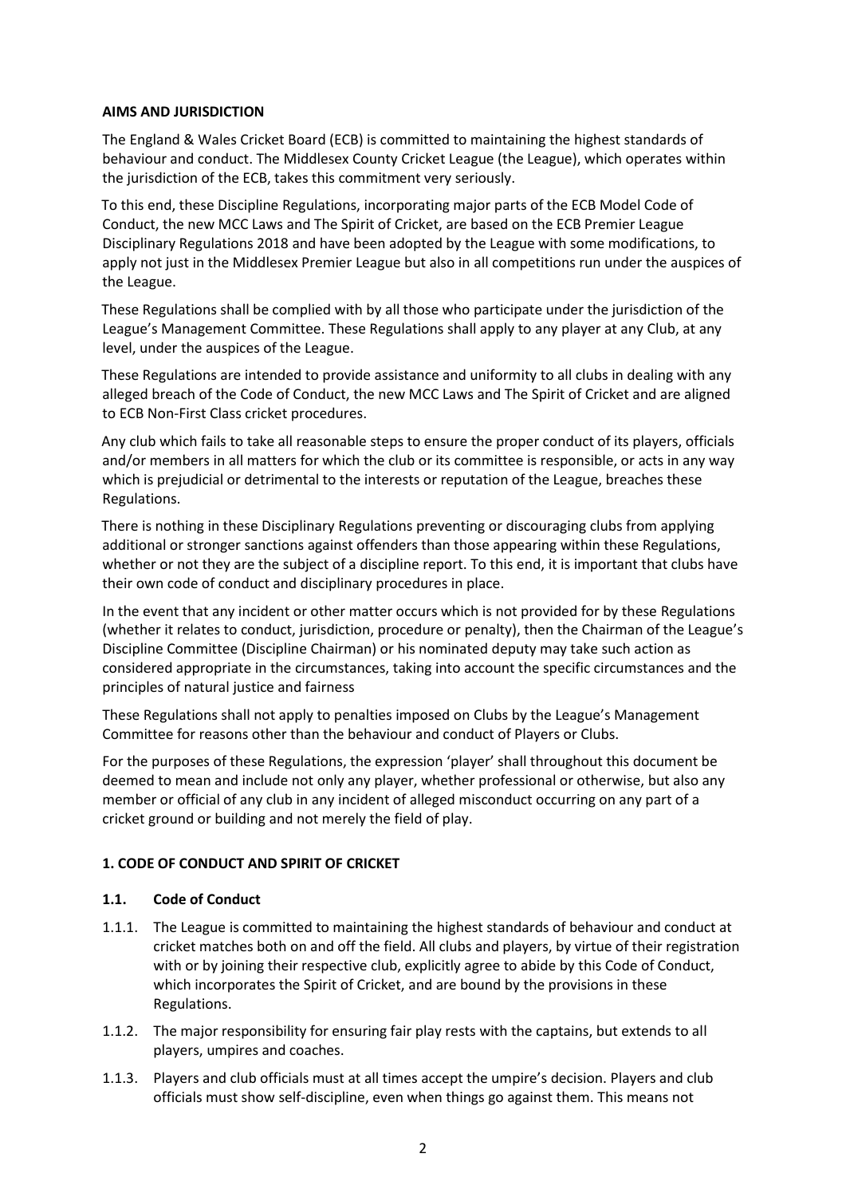**AIMS AND JURISDICTION**

The England & Wales Cricket Board (ECB) is committed to maintaining the highest standards of behaviour and conduct. The Middlesex County Cricket League (the League), which operates within the jurisdiction of the ECB, takes this commitment very seriously.

To this end, these Discipline Regulations, incorporating major parts of the ECB Model Code of Conduct, the new MCC Laws and The Spirit of Cricket, are based on the ECB Premier League Disciplinary Regulations 2018 and have been adopted by the League with some modifications, to apply not just in the Middlesex Premier League but also in all competitions run under the auspices of the League.

These Regulations shall be complied with by all those who participate under the jurisdiction of the League's Management Committee. These Regulations shall apply to any player at any Club, at any level, under the auspices of the League.

These Regulations are intended to provide assistance and uniformity to all clubs in dealing with any alleged breach of the Code of Conduct, the new MCC Laws and The Spirit of Cricket and are aligned to ECB Non-First Class cricket procedures.

Any club which fails to take all reasonable steps to ensure the proper conduct of its players, officials and/or members in all matters for which the club or its committee is responsible, or acts in any way which is prejudicial or detrimental to the interests or reputation of the League, breaches these Regulations.

There is nothing in these Disciplinary Regulations preventing or discouraging clubs from applying additional or stronger sanctions against offenders than those appearing within these Regulations, whether or not they are the subject of a discipline report. To this end, it is important that clubs have their own code of conduct and disciplinary procedures in place.

In the event that any incident or other matter occurs which is not provided for by these Regulations (whether it relates to conduct, jurisdiction, procedure or penalty), then the Chairman of the League's Discipline Committee (Discipline Chairman) or his nominated deputy may take such action as considered appropriate in the circumstances, taking into account the specific circumstances and the principles of natural justice and fairness

These Regulations shall not apply to penalties imposed on Clubs by the League's Management Committee for reasons other than the behaviour and conduct of Players or Clubs.

For the purposes of these Regulations, the expression 'player' shall throughout this document be deemed to mean and include not only any player, whether professional or otherwise, but also any member or official of any club in any incident of alleged misconduct occurring on any part of a cricket ground or building and not merely the field of play.

## 1. CODE OF CONDUCT AND SPIRIT OF CRICKET

### 1.1. Code of Conduct

1.1.1. The League is committed to maintaining the highest standards of behaviour and conduct at cricket matches both on and off the field. All clubs and players, by virtue of their registration with or by joining their respective club, explicitly agree to abide by this Code of Conduct, which incorporates the Spirit of Cricket, and are bound by the provisions in these Regulations.

1.1.2. The major responsibility for ensuring fair play rests with the captains, but extends to all players, umpires and coaches.

1.1.3. Players and club officials must at all times accept the umpire's decision. Players and club officials must show self-discipline, even when things go against them. This means not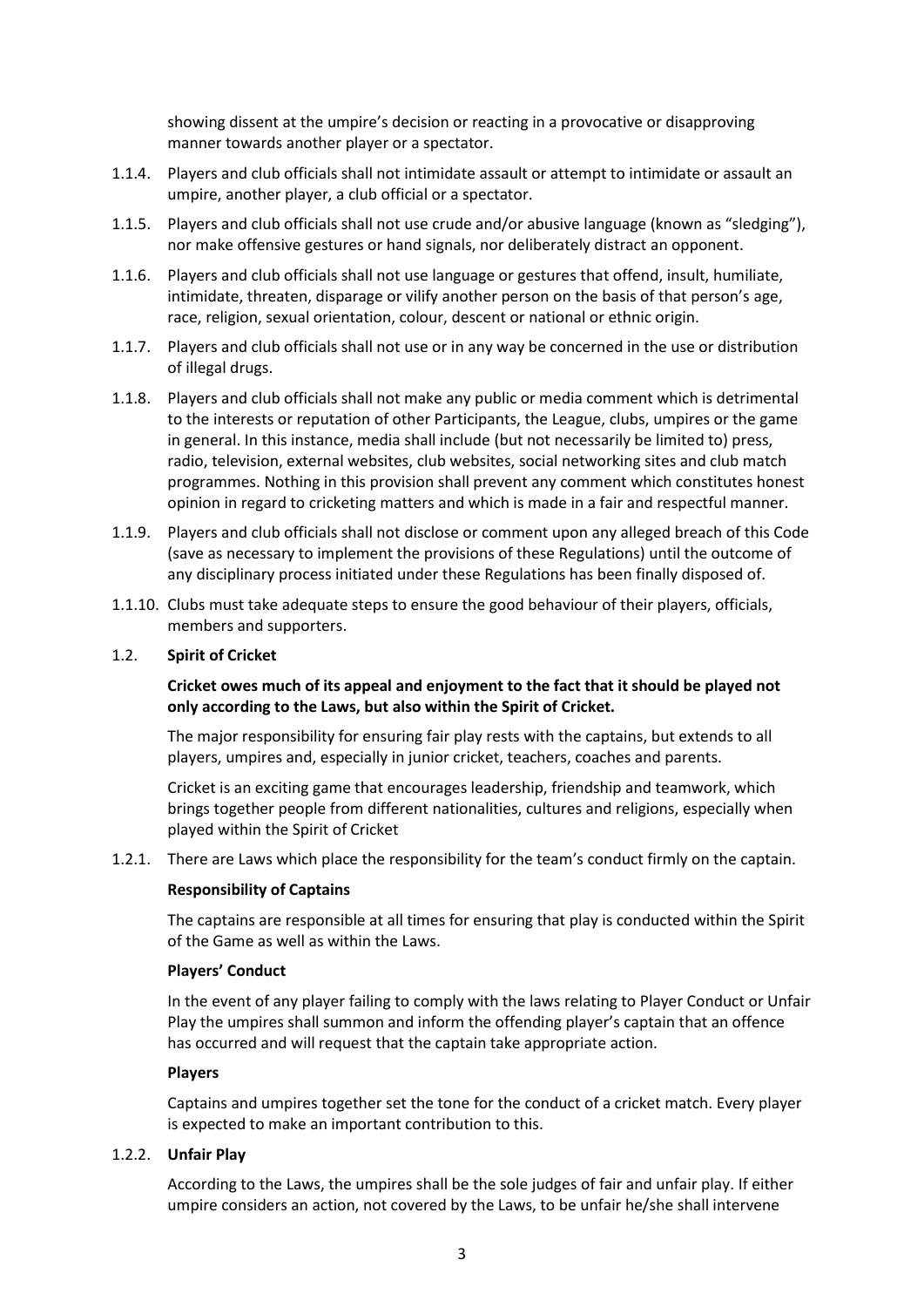showing dissent at the umpire's decision or reacting in a provocative or disapproving manner towards another player or a spectator.

1.1.4. Players and club officials shall not intimidate assault or attempt to intimidate or assault an umpire, another player, a club official or a spectator.

1.1.5. Players and club officials shall not use crude and/or abusive language (known as "sledging"), nor make offensive gestures or hand signals, nor deliberately distract an opponent.

1.1.6. Players and club officials shall not use language or gestures that offend, insult, humiliate, intimidate, threaten, disparage or vilify another person on the basis of that person's age, race, religion, sexual orientation, colour, descent or national or ethnic origin.

1.1.7. Players and club officials shall not use or in any way be concerned in the use or distribution of illegal drugs.

1.1.8. Players and club officials shall not make any public or media comment which is detrimental to the interests or reputation of other Participants, the League, clubs, umpires or the game in general. In this instance, media shall include (but not necessarily be limited to) press, radio, television, external websites, club websites, social networking sites and club match programmes. Nothing in this provision shall prevent any comment which constitutes honest opinion in regard to cricketing matters and which is made in a fair and respectful manner.

1.1.9. Players and club officials shall not disclose or comment upon any alleged breach of this Code (save as necessary to implement the provisions of these Regulations) until the outcome of any disciplinary process initiated under these Regulations has been finally disposed of.

1.1.10. Clubs must take adequate steps to ensure the good behaviour of their players, officials, members and supporters.

## 1.2. Spirit of Cricket

**Cricket owes much of its appeal and enjoyment to the fact that it should be played not only according to the Laws, but also within the Spirit of Cricket.**

The major responsibility for ensuring fair play rests with the captains, but extends to all players, umpires and, especially in junior cricket, teachers, coaches and parents.

Cricket is an exciting game that encourages leadership, friendship and teamwork, which brings together people from different nationalities, cultures and religions, especially when played within the Spirit of Cricket

1.2.1. There are Laws which place the responsibility for the team's conduct firmly on the captain.

**Responsibility of Captains**

The captains are responsible at all times for ensuring that play is conducted within the Spirit of the Game as well as within the Laws.

**Players' Conduct**

In the event of any player failing to comply with the laws relating to Player Conduct or Unfair Play the umpires shall summon and inform the offending player's captain that an offence has occurred and will request that the captain take appropriate action.

**Players**

Captains and umpires together set the tone for the conduct of a cricket match. Every player is expected to make an important contribution to this.

1.2.2. **Unfair Play**

According to the Laws, the umpires shall be the sole judges of fair and unfair play. If either umpire considers an action, not covered by the Laws, to be unfair he/she shall intervene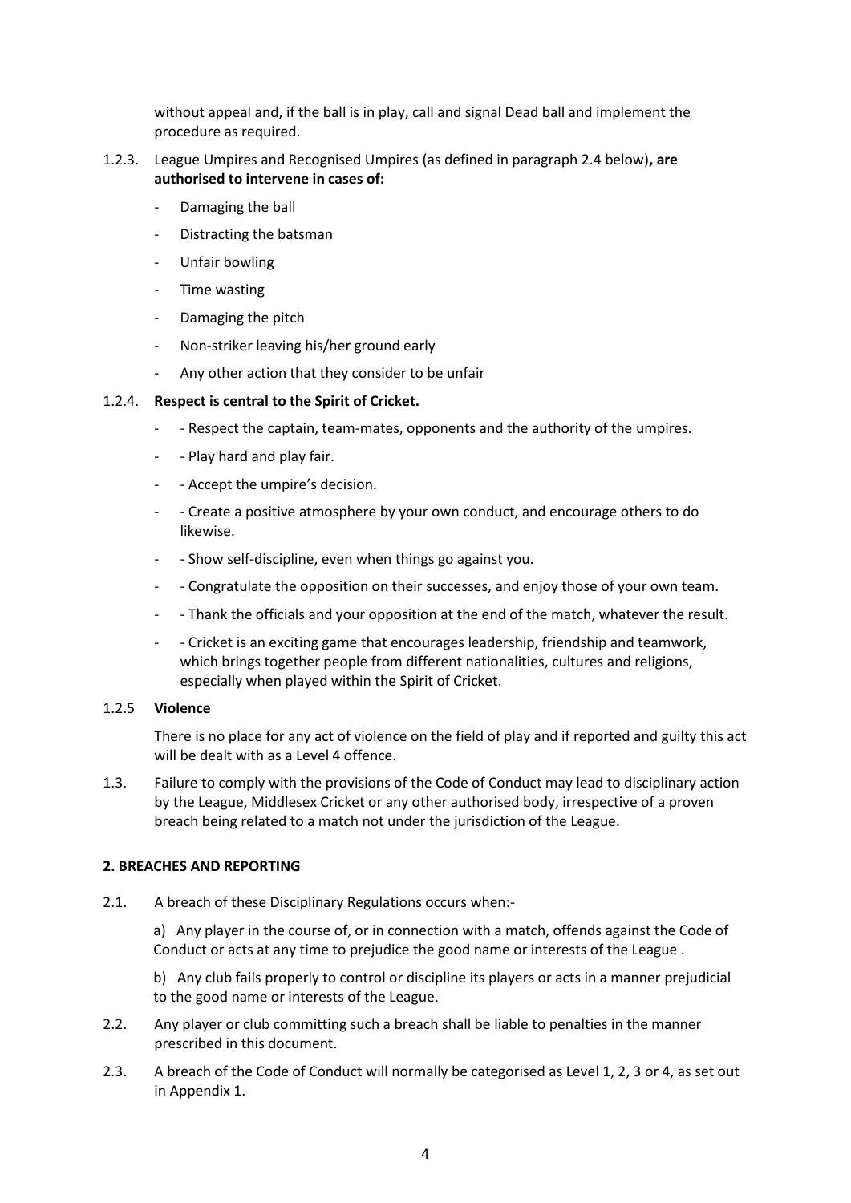without appeal and, if the ball is in play, call and signal Dead ball and implement the procedure as required.

1.2.3. League Umpires and Recognised Umpires (as defined in paragraph 2.4 below)**, are authorised to intervene in cases of:**

- Damaging the ball
- Distracting the batsman
- Unfair bowling
- Time wasting
- Damaging the pitch
- Non-striker leaving his/her ground early
- Any other action that they consider to be unfair

1.2.4. **Respect is central to the Spirit of Cricket.**

- - Respect the captain, team-mates, opponents and the authority of the umpires.
- - Play hard and play fair.
- - Accept the umpire's decision.
- - Create a positive atmosphere by your own conduct, and encourage others to do likewise.
- - Show self-discipline, even when things go against you.
- - Congratulate the opposition on their successes, and enjoy those of your own team.
- - Thank the officials and your opposition at the end of the match, whatever the result.
- - Cricket is an exciting game that encourages leadership, friendship and teamwork, which brings together people from different nationalities, cultures and religions, especially when played within the Spirit of Cricket.

1.2.5 **Violence**

There is no place for any act of violence on the field of play and if reported and guilty this act will be dealt with as a Level 4 offence.

1.3. Failure to comply with the provisions of the Code of Conduct may lead to disciplinary action by the League, Middlesex Cricket or any other authorised body, irrespective of a proven breach being related to a match not under the jurisdiction of the League.

## 2. BREACHES AND REPORTING

2.1. A breach of these Disciplinary Regulations occurs when:-

a) Any player in the course of, or in connection with a match, offends against the Code of Conduct or acts at any time to prejudice the good name or interests of the League .

b) Any club fails properly to control or discipline its players or acts in a manner prejudicial to the good name or interests of the League.

2.2. Any player or club committing such a breach shall be liable to penalties in the manner prescribed in this document.

2.3. A breach of the Code of Conduct will normally be categorised as Level 1, 2, 3 or 4, as set out in Appendix 1.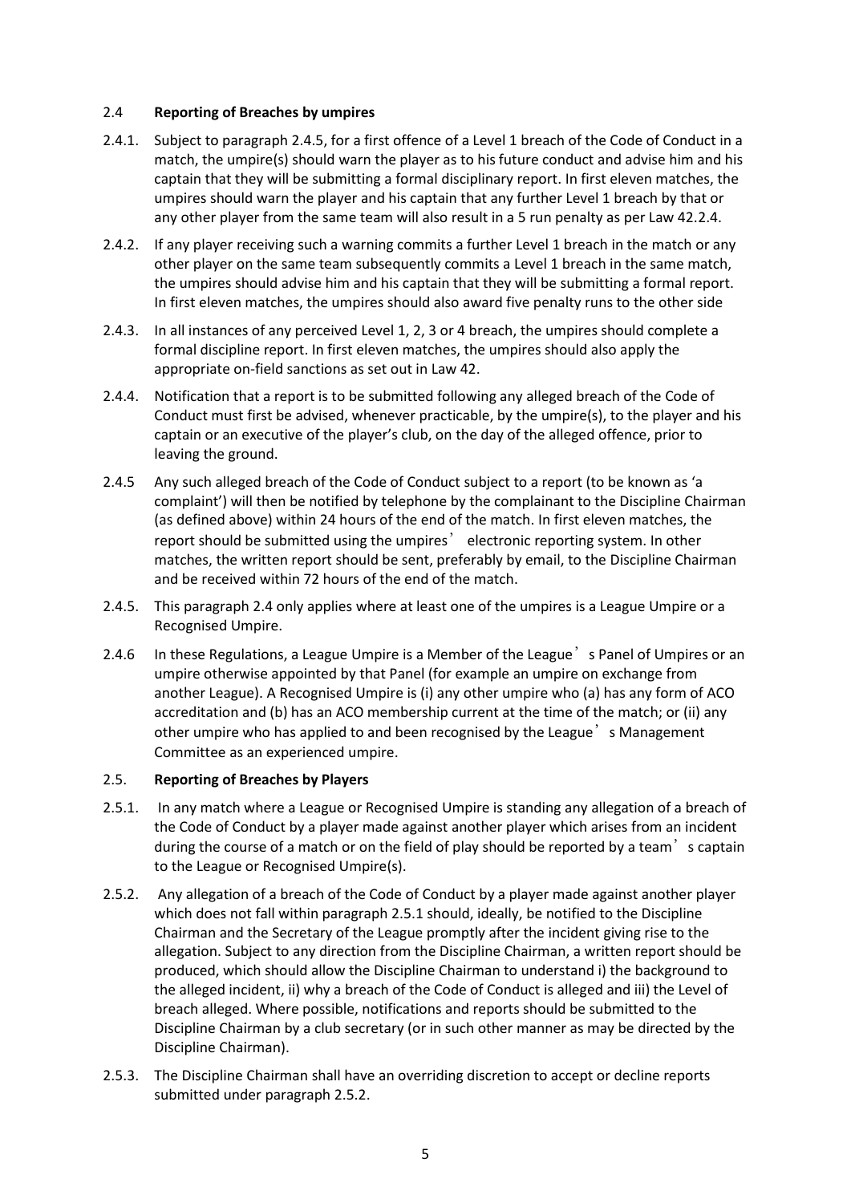## 2.4 **Reporting of Breaches by umpires**

2.4.1. Subject to paragraph 2.4.5, for a first offence of a Level 1 breach of the Code of Conduct in a match, the umpire(s) should warn the player as to his future conduct and advise him and his captain that they will be submitting a formal disciplinary report. In first eleven matches, the umpires should warn the player and his captain that any further Level 1 breach by that or any other player from the same team will also result in a 5 run penalty as per Law 42.2.4.

2.4.2. If any player receiving such a warning commits a further Level 1 breach in the match or any other player on the same team subsequently commits a Level 1 breach in the same match, the umpires should advise him and his captain that they will be submitting a formal report. In first eleven matches, the umpires should also award five penalty runs to the other side

2.4.3. In all instances of any perceived Level 1, 2, 3 or 4 breach, the umpires should complete a formal discipline report. In first eleven matches, the umpires should also apply the appropriate on-field sanctions as set out in Law 42.

2.4.4. Notification that a report is to be submitted following any alleged breach of the Code of Conduct must first be advised, whenever practicable, by the umpire(s), to the player and his captain or an executive of the player's club, on the day of the alleged offence, prior to leaving the ground.

2.4.5 Any such alleged breach of the Code of Conduct subject to a report (to be known as 'a complaint') will then be notified by telephone by the complainant to the Discipline Chairman (as defined above) within 24 hours of the end of the match. In first eleven matches, the report should be submitted using the umpires' electronic reporting system. In other matches, the written report should be sent, preferably by email, to the Discipline Chairman and be received within 72 hours of the end of the match.

2.4.5. This paragraph 2.4 only applies where at least one of the umpires is a League Umpire or a Recognised Umpire.

2.4.6 In these Regulations, a League Umpire is a Member of the League's Panel of Umpires or an umpire otherwise appointed by that Panel (for example an umpire on exchange from another League). A Recognised Umpire is (i) any other umpire who (a) has any form of ACO accreditation and (b) has an ACO membership current at the time of the match; or (ii) any other umpire who has applied to and been recognised by the League's Management Committee as an experienced umpire.

## 2.5. **Reporting of Breaches by Players**

2.5.1. In any match where a League or Recognised Umpire is standing any allegation of a breach of the Code of Conduct by a player made against another player which arises from an incident during the course of a match or on the field of play should be reported by a team's captain to the League or Recognised Umpire(s).

2.5.2. Any allegation of a breach of the Code of Conduct by a player made against another player which does not fall within paragraph 2.5.1 should, ideally, be notified to the Discipline Chairman and the Secretary of the League promptly after the incident giving rise to the allegation. Subject to any direction from the Discipline Chairman, a written report should be produced, which should allow the Discipline Chairman to understand i) the background to the alleged incident, ii) why a breach of the Code of Conduct is alleged and iii) the Level of breach alleged. Where possible, notifications and reports should be submitted to the Discipline Chairman by a club secretary (or in such other manner as may be directed by the Discipline Chairman).

2.5.3. The Discipline Chairman shall have an overriding discretion to accept or decline reports submitted under paragraph 2.5.2.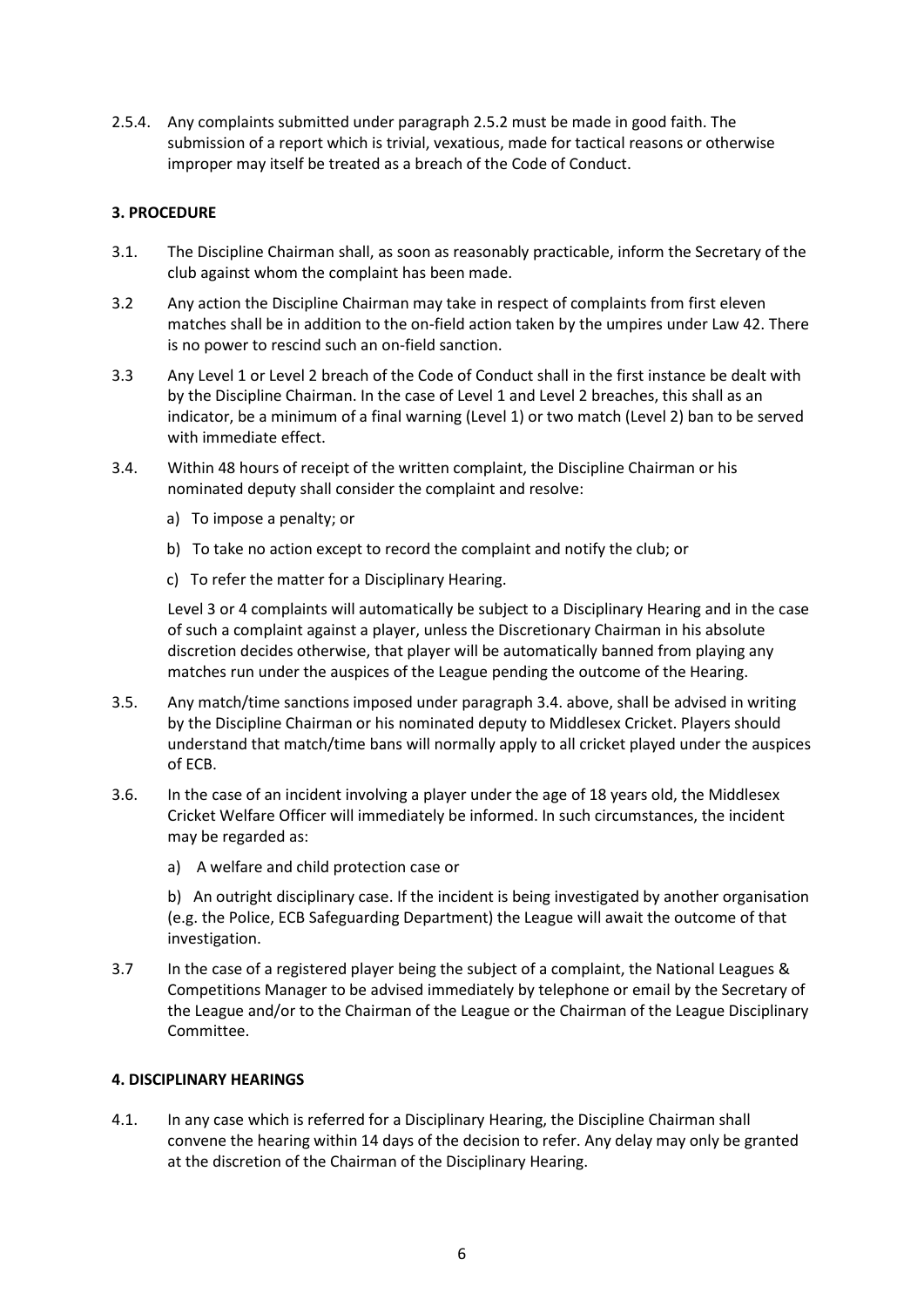2.5.4. Any complaints submitted under paragraph 2.5.2 must be made in good faith. The submission of a report which is trivial, vexatious, made for tactical reasons or otherwise improper may itself be treated as a breach of the Code of Conduct.

### 3. PROCEDURE

3.1. The Discipline Chairman shall, as soon as reasonably practicable, inform the Secretary of the club against whom the complaint has been made.

3.2 Any action the Discipline Chairman may take in respect of complaints from first eleven matches shall be in addition to the on-field action taken by the umpires under Law 42. There is no power to rescind such an on-field sanction.

3.3 Any Level 1 or Level 2 breach of the Code of Conduct shall in the first instance be dealt with by the Discipline Chairman. In the case of Level 1 and Level 2 breaches, this shall as an indicator, be a minimum of a final warning (Level 1) or two match (Level 2) ban to be served with immediate effect.

3.4. Within 48 hours of receipt of the written complaint, the Discipline Chairman or his nominated deputy shall consider the complaint and resolve:

a) To impose a penalty; or

b) To take no action except to record the complaint and notify the club; or

c) To refer the matter for a Disciplinary Hearing.

Level 3 or 4 complaints will automatically be subject to a Disciplinary Hearing and in the case of such a complaint against a player, unless the Discretionary Chairman in his absolute discretion decides otherwise, that player will be automatically banned from playing any matches run under the auspices of the League pending the outcome of the Hearing.

3.5. Any match/time sanctions imposed under paragraph 3.4. above, shall be advised in writing by the Discipline Chairman or his nominated deputy to Middlesex Cricket. Players should understand that match/time bans will normally apply to all cricket played under the auspices of ECB.

3.6. In the case of an incident involving a player under the age of 18 years old, the Middlesex Cricket Welfare Officer will immediately be informed. In such circumstances, the incident may be regarded as:

a) A welfare and child protection case or

b) An outright disciplinary case. If the incident is being investigated by another organisation (e.g. the Police, ECB Safeguarding Department) the League will await the outcome of that investigation.

3.7 In the case of a registered player being the subject of a complaint, the National Leagues & Competitions Manager to be advised immediately by telephone or email by the Secretary of the League and/or to the Chairman of the League or the Chairman of the League Disciplinary Committee.

### 4. DISCIPLINARY HEARINGS

4.1. In any case which is referred for a Disciplinary Hearing, the Discipline Chairman shall convene the hearing within 14 days of the decision to refer. Any delay may only be granted at the discretion of the Chairman of the Disciplinary Hearing.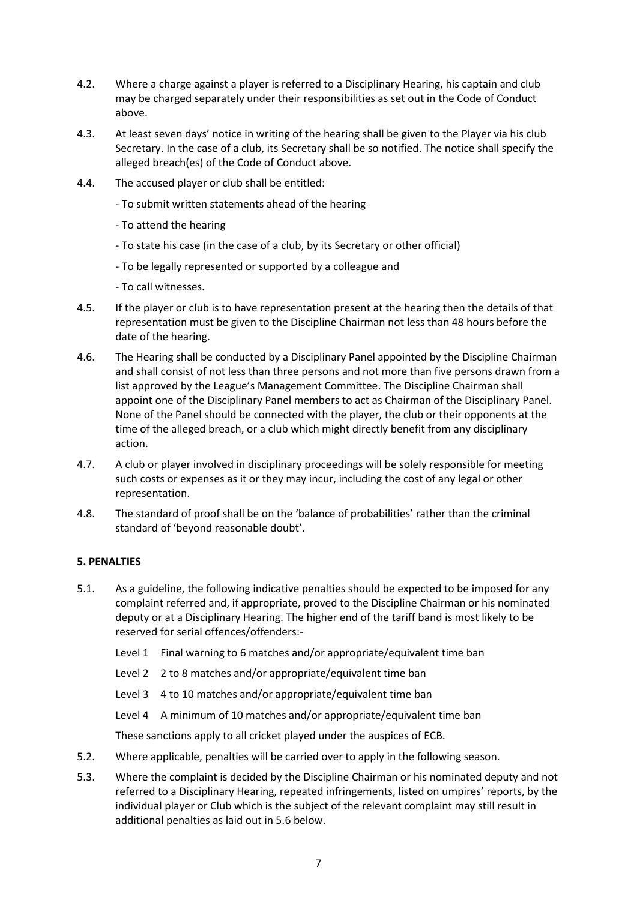4.2. Where a charge against a player is referred to a Disciplinary Hearing, his captain and club may be charged separately under their responsibilities as set out in the Code of Conduct above.

4.3. At least seven days' notice in writing of the hearing shall be given to the Player via his club Secretary. In the case of a club, its Secretary shall be so notified. The notice shall specify the alleged breach(es) of the Code of Conduct above.

4.4. The accused player or club shall be entitled:

- To submit written statements ahead of the hearing
- To attend the hearing
- To state his case (in the case of a club, by its Secretary or other official)
- To be legally represented or supported by a colleague and
- To call witnesses.

4.5. If the player or club is to have representation present at the hearing then the details of that representation must be given to the Discipline Chairman not less than 48 hours before the date of the hearing.

4.6. The Hearing shall be conducted by a Disciplinary Panel appointed by the Discipline Chairman and shall consist of not less than three persons and not more than five persons drawn from a list approved by the League's Management Committee. The Discipline Chairman shall appoint one of the Disciplinary Panel members to act as Chairman of the Disciplinary Panel. None of the Panel should be connected with the player, the club or their opponents at the time of the alleged breach, or a club which might directly benefit from any disciplinary action.

4.7. A club or player involved in disciplinary proceedings will be solely responsible for meeting such costs or expenses as it or they may incur, including the cost of any legal or other representation.

4.8. The standard of proof shall be on the 'balance of probabilities' rather than the criminal standard of 'beyond reasonable doubt'.

**5. PENALTIES**

5.1. As a guideline, the following indicative penalties should be expected to be imposed for any complaint referred and, if appropriate, proved to the Discipline Chairman or his nominated deputy or at a Disciplinary Hearing. The higher end of the tariff band is most likely to be reserved for serial offences/offenders:-

Level 1 Final warning to 6 matches and/or appropriate/equivalent time ban

Level 2 2 to 8 matches and/or appropriate/equivalent time ban

Level 3 4 to 10 matches and/or appropriate/equivalent time ban

Level 4 A minimum of 10 matches and/or appropriate/equivalent time ban

These sanctions apply to all cricket played under the auspices of ECB.

5.2. Where applicable, penalties will be carried over to apply in the following season.

5.3. Where the complaint is decided by the Discipline Chairman or his nominated deputy and not referred to a Disciplinary Hearing, repeated infringements, listed on umpires' reports, by the individual player or Club which is the subject of the relevant complaint may still result in additional penalties as laid out in 5.6 below.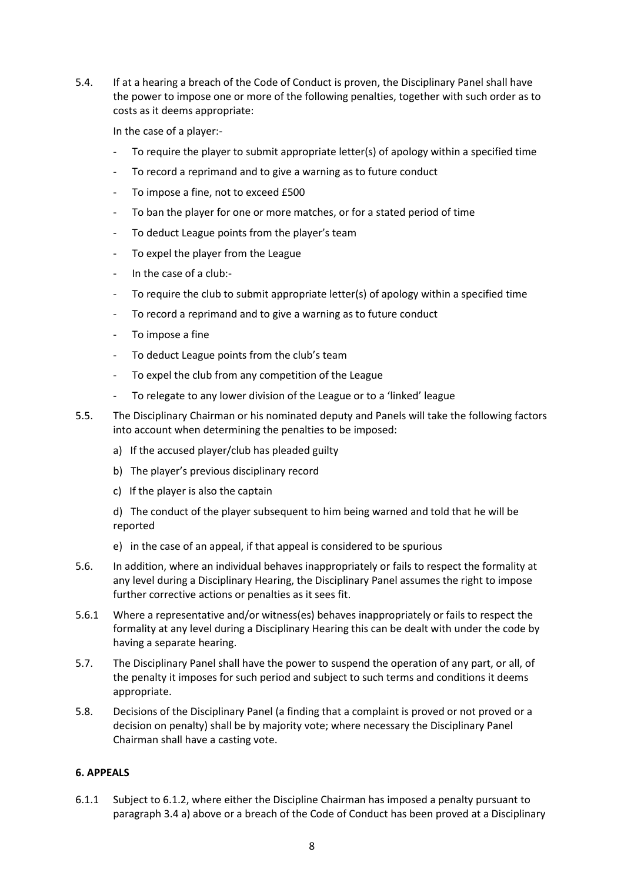5.4. If at a hearing a breach of the Code of Conduct is proven, the Disciplinary Panel shall have the power to impose one or more of the following penalties, together with such order as to costs as it deems appropriate:

In the case of a player:-

- To require the player to submit appropriate letter(s) of apology within a specified time
- To record a reprimand and to give a warning as to future conduct
- To impose a fine, not to exceed £500
- To ban the player for one or more matches, or for a stated period of time
- To deduct League points from the player's team
- To expel the player from the League
- In the case of a club:-
- To require the club to submit appropriate letter(s) of apology within a specified time
- To record a reprimand and to give a warning as to future conduct
- To impose a fine
- To deduct League points from the club's team
- To expel the club from any competition of the League
- To relegate to any lower division of the League or to a 'linked' league

5.5. The Disciplinary Chairman or his nominated deputy and Panels will take the following factors into account when determining the penalties to be imposed:

a) If the accused player/club has pleaded guilty

b) The player's previous disciplinary record

c) If the player is also the captain

d) The conduct of the player subsequent to him being warned and told that he will be reported

e) in the case of an appeal, if that appeal is considered to be spurious

5.6. In addition, where an individual behaves inappropriately or fails to respect the formality at any level during a Disciplinary Hearing, the Disciplinary Panel assumes the right to impose further corrective actions or penalties as it sees fit.

5.6.1 Where a representative and/or witness(es) behaves inappropriately or fails to respect the formality at any level during a Disciplinary Hearing this can be dealt with under the code by having a separate hearing.

5.7. The Disciplinary Panel shall have the power to suspend the operation of any part, or all, of the penalty it imposes for such period and subject to such terms and conditions it deems appropriate.

5.8. Decisions of the Disciplinary Panel (a finding that a complaint is proved or not proved or a decision on penalty) shall be by majority vote; where necessary the Disciplinary Panel Chairman shall have a casting vote.

## 6. APPEALS

6.1.1 Subject to 6.1.2, where either the Discipline Chairman has imposed a penalty pursuant to paragraph 3.4 a) above or a breach of the Code of Conduct has been proved at a Disciplinary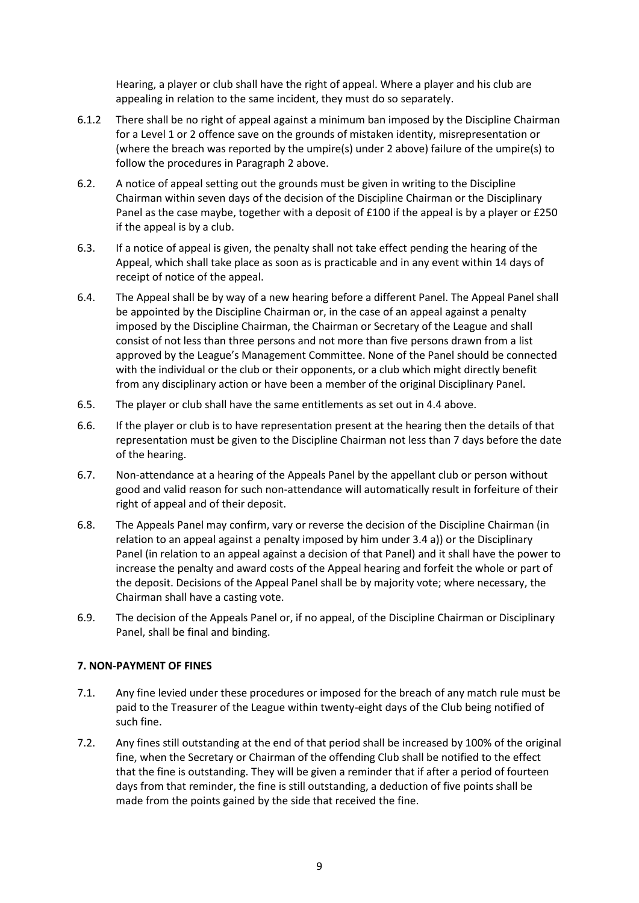Hearing, a player or club shall have the right of appeal. Where a player and his club are appealing in relation to the same incident, they must do so separately.

6.1.2 There shall be no right of appeal against a minimum ban imposed by the Discipline Chairman for a Level 1 or 2 offence save on the grounds of mistaken identity, misrepresentation or (where the breach was reported by the umpire(s) under 2 above) failure of the umpire(s) to follow the procedures in Paragraph 2 above.

6.2. A notice of appeal setting out the grounds must be given in writing to the Discipline Chairman within seven days of the decision of the Discipline Chairman or the Disciplinary Panel as the case maybe, together with a deposit of £100 if the appeal is by a player or £250 if the appeal is by a club.

6.3. If a notice of appeal is given, the penalty shall not take effect pending the hearing of the Appeal, which shall take place as soon as is practicable and in any event within 14 days of receipt of notice of the appeal.

6.4. The Appeal shall be by way of a new hearing before a different Panel. The Appeal Panel shall be appointed by the Discipline Chairman or, in the case of an appeal against a penalty imposed by the Discipline Chairman, the Chairman or Secretary of the League and shall consist of not less than three persons and not more than five persons drawn from a list approved by the League's Management Committee. None of the Panel should be connected with the individual or the club or their opponents, or a club which might directly benefit from any disciplinary action or have been a member of the original Disciplinary Panel.

6.5. The player or club shall have the same entitlements as set out in 4.4 above.

6.6. If the player or club is to have representation present at the hearing then the details of that representation must be given to the Discipline Chairman not less than 7 days before the date of the hearing.

6.7. Non-attendance at a hearing of the Appeals Panel by the appellant club or person without good and valid reason for such non-attendance will automatically result in forfeiture of their right of appeal and of their deposit.

6.8. The Appeals Panel may confirm, vary or reverse the decision of the Discipline Chairman (in relation to an appeal against a penalty imposed by him under 3.4 a)) or the Disciplinary Panel (in relation to an appeal against a decision of that Panel) and it shall have the power to increase the penalty and award costs of the Appeal hearing and forfeit the whole or part of the deposit. Decisions of the Appeal Panel shall be by majority vote; where necessary, the Chairman shall have a casting vote.

6.9. The decision of the Appeals Panel or, if no appeal, of the Discipline Chairman or Disciplinary Panel, shall be final and binding.

**7. NON-PAYMENT OF FINES**

7.1. Any fine levied under these procedures or imposed for the breach of any match rule must be paid to the Treasurer of the League within twenty-eight days of the Club being notified of such fine.

7.2. Any fines still outstanding at the end of that period shall be increased by 100% of the original fine, when the Secretary or Chairman of the offending Club shall be notified to the effect that the fine is outstanding. They will be given a reminder that if after a period of fourteen days from that reminder, the fine is still outstanding, a deduction of five points shall be made from the points gained by the side that received the fine.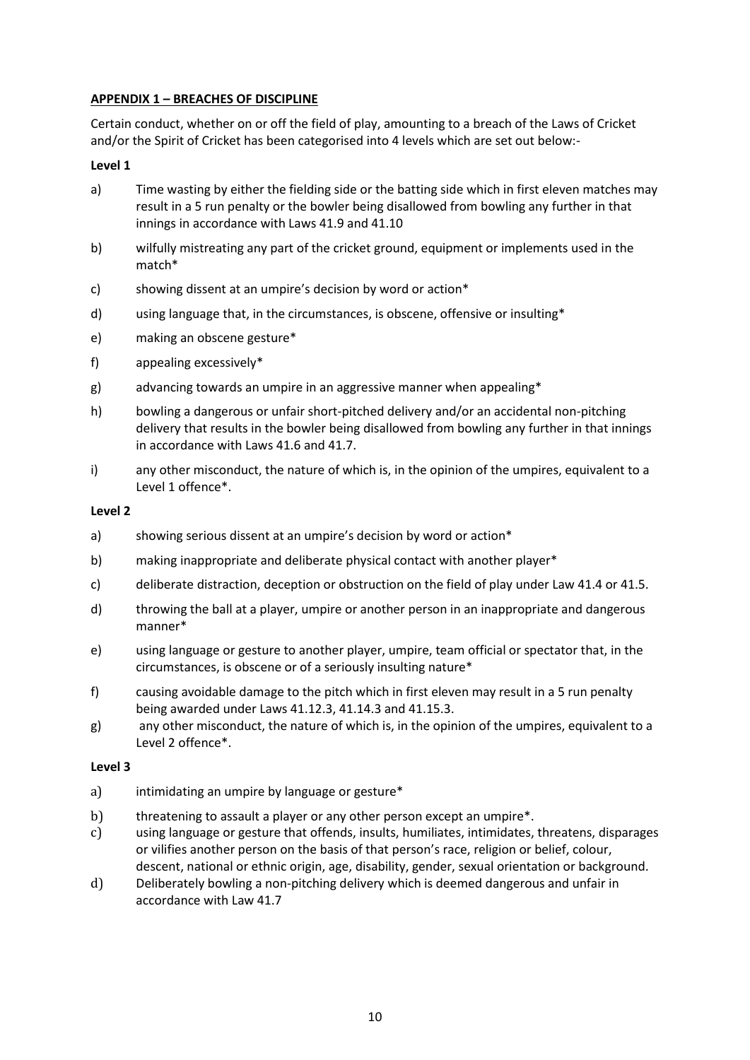## APPENDIX 1 – BREACHES OF DISCIPLINE

Certain conduct, whether on or off the field of play, amounting to a breach of the Laws of Cricket and/or the Spirit of Cricket has been categorised into 4 levels which are set out below:-

**Level 1**

a) Time wasting by either the fielding side or the batting side which in first eleven matches may result in a 5 run penalty or the bowler being disallowed from bowling any further in that innings in accordance with Laws 41.9 and 41.10

b) wilfully mistreating any part of the cricket ground, equipment or implements used in the match*

c) showing dissent at an umpire's decision by word or action*

d) using language that, in the circumstances, is obscene, offensive or insulting*

e) making an obscene gesture*

f) appealing excessively*

g) advancing towards an umpire in an aggressive manner when appealing*

h) bowling a dangerous or unfair short-pitched delivery and/or an accidental non-pitching delivery that results in the bowler being disallowed from bowling any further in that innings in accordance with Laws 41.6 and 41.7.

i) any other misconduct, the nature of which is, in the opinion of the umpires, equivalent to a Level 1 offence*.

**Level 2**

a) showing serious dissent at an umpire's decision by word or action*

b) making inappropriate and deliberate physical contact with another player*

c) deliberate distraction, deception or obstruction on the field of play under Law 41.4 or 41.5.

d) throwing the ball at a player, umpire or another person in an inappropriate and dangerous manner*

e) using language or gesture to another player, umpire, team official or spectator that, in the circumstances, is obscene or of a seriously insulting nature*

f) causing avoidable damage to the pitch which in first eleven may result in a 5 run penalty being awarded under Laws 41.12.3, 41.14.3 and 41.15.3.

g) any other misconduct, the nature of which is, in the opinion of the umpires, equivalent to a Level 2 offence*.

**Level 3**

a) intimidating an umpire by language or gesture*

b) threatening to assault a player or any other person except an umpire*.

c) using language or gesture that offends, insults, humiliates, intimidates, threatens, disparages or vilifies another person on the basis of that person's race, religion or belief, colour, descent, national or ethnic origin, age, disability, gender, sexual orientation or background.

d) Deliberately bowling a non-pitching delivery which is deemed dangerous and unfair in accordance with Law 41.7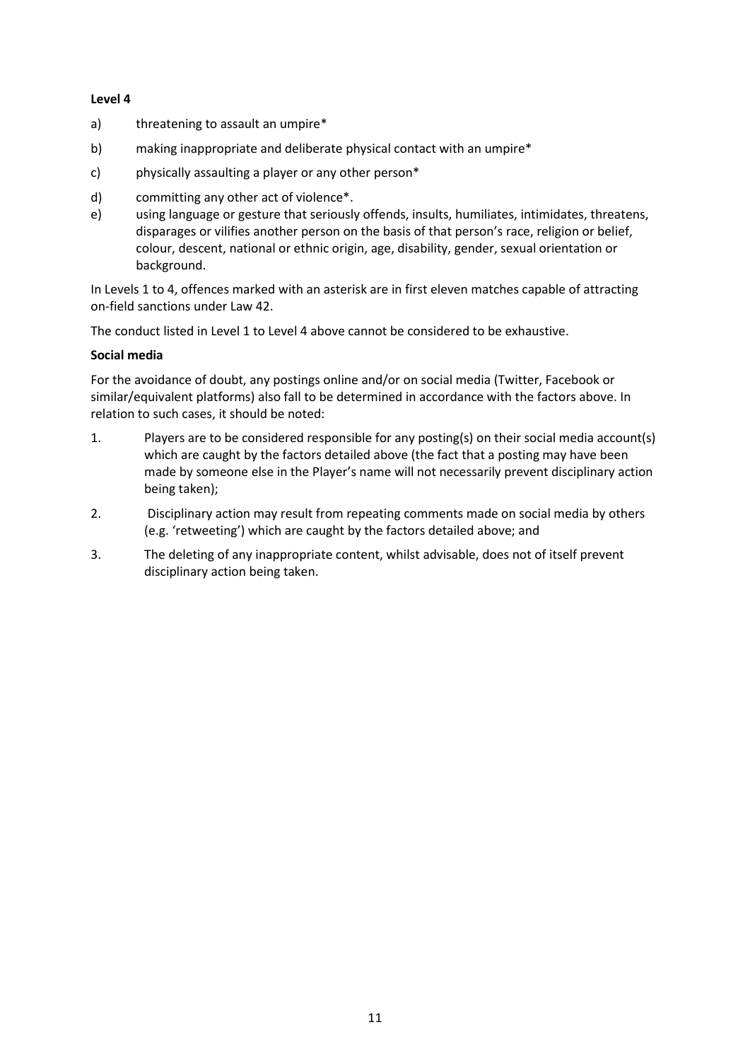**Level 4**

a) threatening to assault an umpire*

b) making inappropriate and deliberate physical contact with an umpire*

c) physically assaulting a player or any other person*

d) committing any other act of violence*.

e) using language or gesture that seriously offends, insults, humiliates, intimidates, threatens, disparages or vilifies another person on the basis of that person's race, religion or belief, colour, descent, national or ethnic origin, age, disability, gender, sexual orientation or background.

In Levels 1 to 4, offences marked with an asterisk are in first eleven matches capable of attracting on-field sanctions under Law 42.

The conduct listed in Level 1 to Level 4 above cannot be considered to be exhaustive.

**Social media**

For the avoidance of doubt, any postings online and/or on social media (Twitter, Facebook or similar/equivalent platforms) also fall to be determined in accordance with the factors above. In relation to such cases, it should be noted:

1. Players are to be considered responsible for any posting(s) on their social media account(s) which are caught by the factors detailed above (the fact that a posting may have been made by someone else in the Player's name will not necessarily prevent disciplinary action being taken);

2. Disciplinary action may result from repeating comments made on social media by others (e.g. 'retweeting') which are caught by the factors detailed above; and

3. The deleting of any inappropriate content, whilst advisable, does not of itself prevent disciplinary action being taken.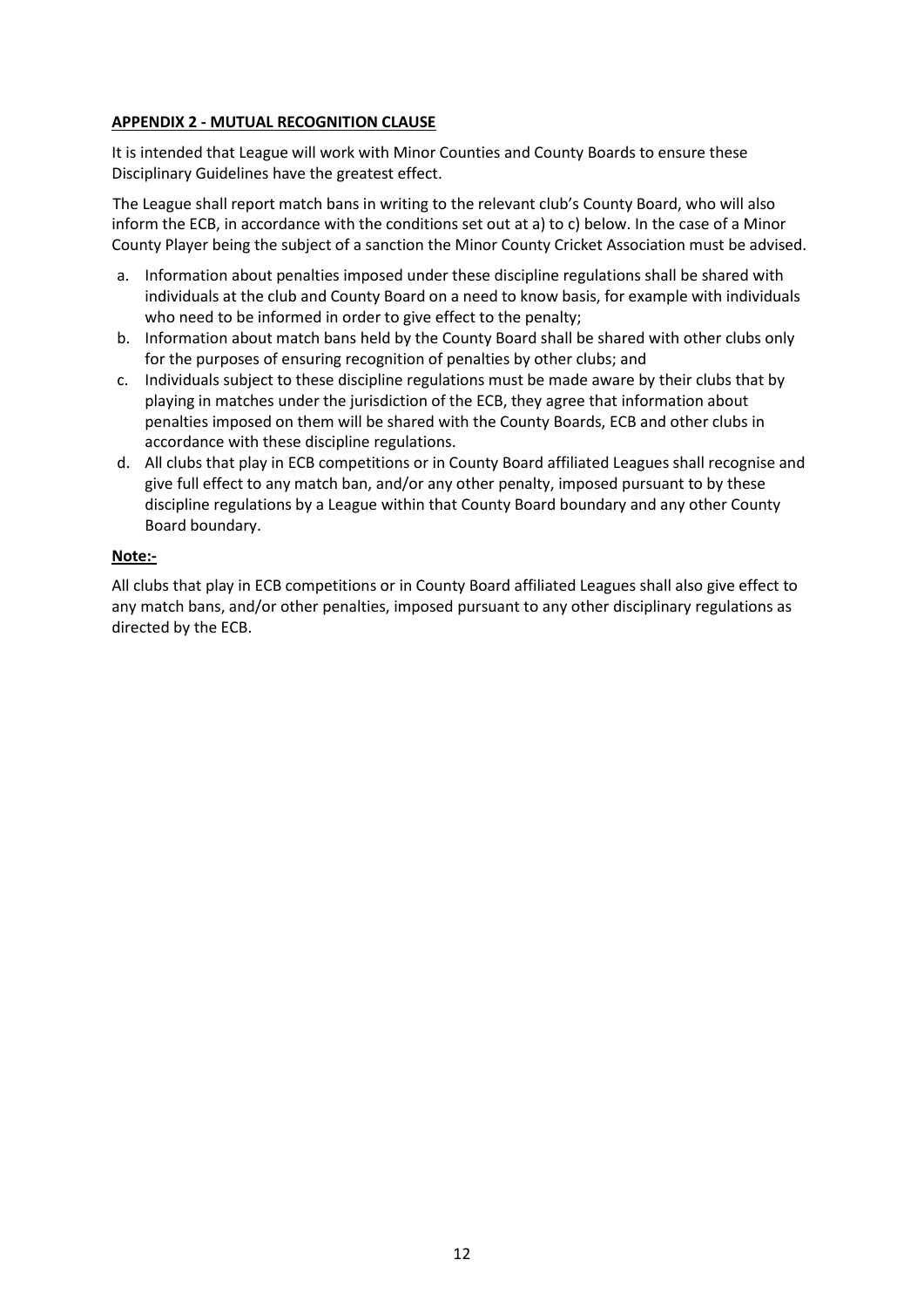**APPENDIX 2 - MUTUAL RECOGNITION CLAUSE**

It is intended that League will work with Minor Counties and County Boards to ensure these Disciplinary Guidelines have the greatest effect.

The League shall report match bans in writing to the relevant club's County Board, who will also inform the ECB, in accordance with the conditions set out at a) to c) below. In the case of a Minor County Player being the subject of a sanction the Minor County Cricket Association must be advised.

a. Information about penalties imposed under these discipline regulations shall be shared with individuals at the club and County Board on a need to know basis, for example with individuals who need to be informed in order to give effect to the penalty;
b. Information about match bans held by the County Board shall be shared with other clubs only for the purposes of ensuring recognition of penalties by other clubs; and
c. Individuals subject to these discipline regulations must be made aware by their clubs that by playing in matches under the jurisdiction of the ECB, they agree that information about penalties imposed on them will be shared with the County Boards, ECB and other clubs in accordance with these discipline regulations.
d. All clubs that play in ECB competitions or in County Board affiliated Leagues shall recognise and give full effect to any match ban, and/or any other penalty, imposed pursuant to by these discipline regulations by a League within that County Board boundary and any other County Board boundary.

**Note:-**

All clubs that play in ECB competitions or in County Board affiliated Leagues shall also give effect to any match bans, and/or other penalties, imposed pursuant to any other disciplinary regulations as directed by the ECB.